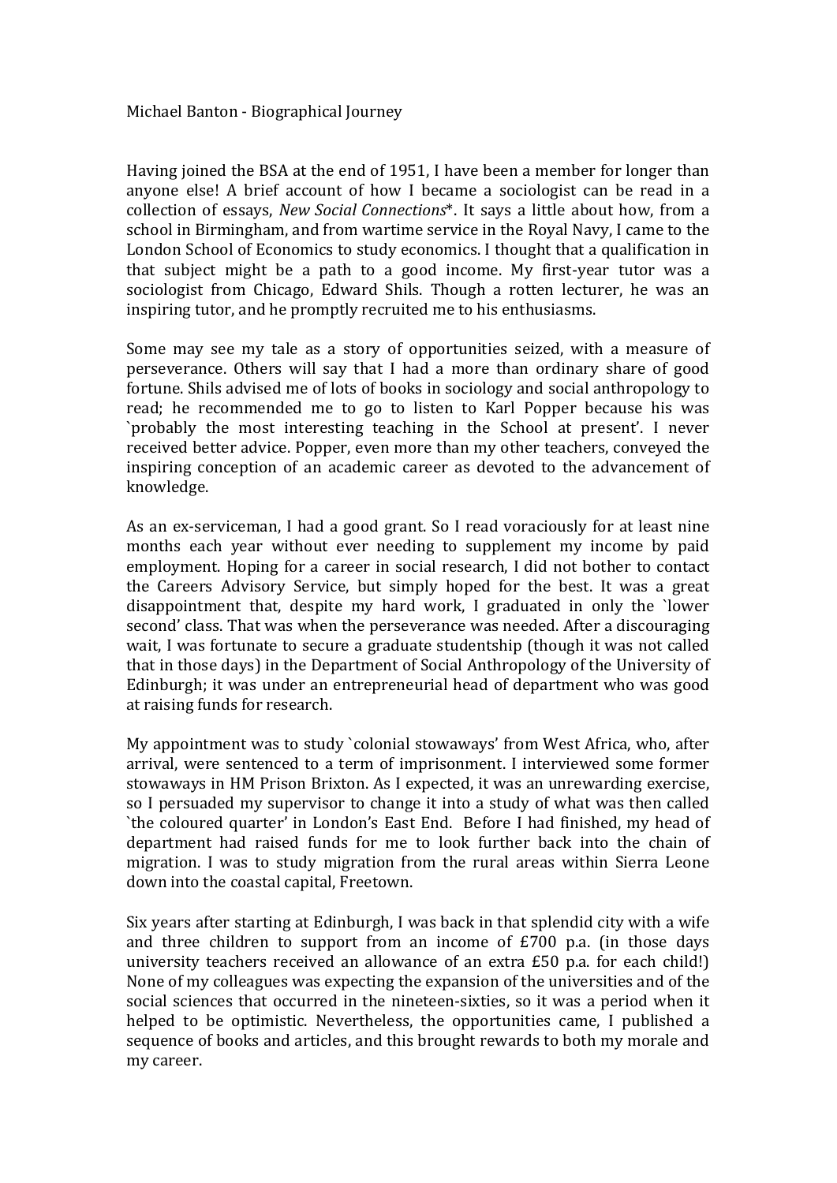Michael Banton - Biographical Journey

Having joined the BSA at the end of 1951, I have been a member for longer than anyone else! A brief account of how I became a sociologist can be read in a collection of essays, *New Social Connections**. It says a little about how, from a school in Birmingham, and from wartime service in the Royal Navy, I came to the London School of Economics to study economics. I thought that a qualification in that subject might be a path to a good income. My first-year tutor was a sociologist from Chicago, Edward Shils. Though a rotten lecturer, he was an inspiring tutor, and he promptly recruited me to his enthusiasms.

Some may see my tale as a story of opportunities seized, with a measure of perseverance. Others will say that I had a more than ordinary share of good fortune. Shils advised me of lots of books in sociology and social anthropology to read; he recommended me to go to listen to Karl Popper because his was `probably the most interesting teaching in the School at present'. I never received better advice. Popper, even more than my other teachers, conveyed the inspiring conception of an academic career as devoted to the advancement of knowledge.

As an ex-serviceman, I had a good grant. So I read voraciously for at least nine months each year without ever needing to supplement my income by paid employment. Hoping for a career in social research, I did not bother to contact the Careers Advisory Service, but simply hoped for the best. It was a great disappointment that, despite my hard work, I graduated in only the `lower second' class. That was when the perseverance was needed. After a discouraging wait, I was fortunate to secure a graduate studentship (though it was not called that in those days) in the Department of Social Anthropology of the University of Edinburgh; it was under an entrepreneurial head of department who was good at raising funds for research.

My appointment was to study `colonial stowaways' from West Africa, who, after arrival, were sentenced to a term of imprisonment. I interviewed some former stowaways in HM Prison Brixton. As I expected, it was an unrewarding exercise, so I persuaded my supervisor to change it into a study of what was then called `the coloured quarter' in London's East End. Before I had finished, my head of department had raised funds for me to look further back into the chain of migration. I was to study migration from the rural areas within Sierra Leone down into the coastal capital, Freetown.

Six years after starting at Edinburgh, I was back in that splendid city with a wife and three children to support from an income of £700 p.a. (in those days university teachers received an allowance of an extra £50 p.a. for each child!) None of my colleagues was expecting the expansion of the universities and of the social sciences that occurred in the nineteen-sixties, so it was a period when it helped to be optimistic. Nevertheless, the opportunities came, I published a sequence of books and articles, and this brought rewards to both my morale and my career.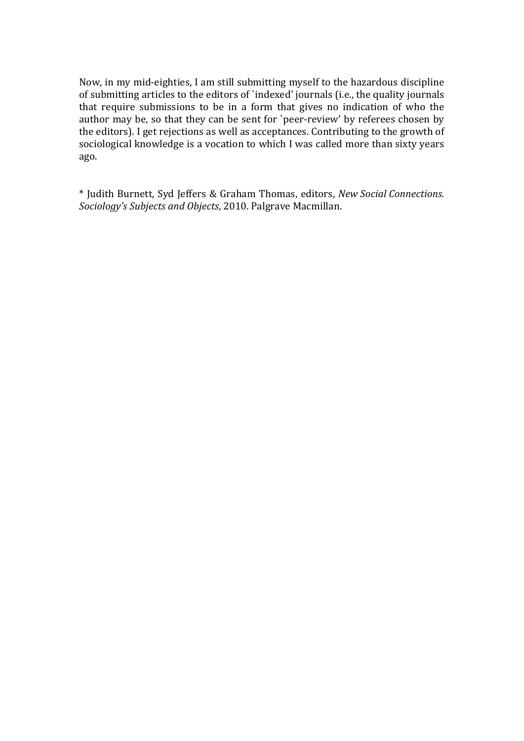Now, in my mid-eighties, I am still submitting myself to the hazardous discipline of submitting articles to the editors of `indexed' journals (i.e., the quality journals that require submissions to be in a form that gives no indication of who the author may be, so that they can be sent for `peer-review' by referees chosen by the editors). I get rejections as well as acceptances. Contributing to the growth of sociological knowledge is a vocation to which I was called more than sixty years ago.

* Judith Burnett, Syd Jeffers & Graham Thomas, editors, *New Social Connections. Sociology's Subjects and Objects*, 2010. Palgrave Macmillan.